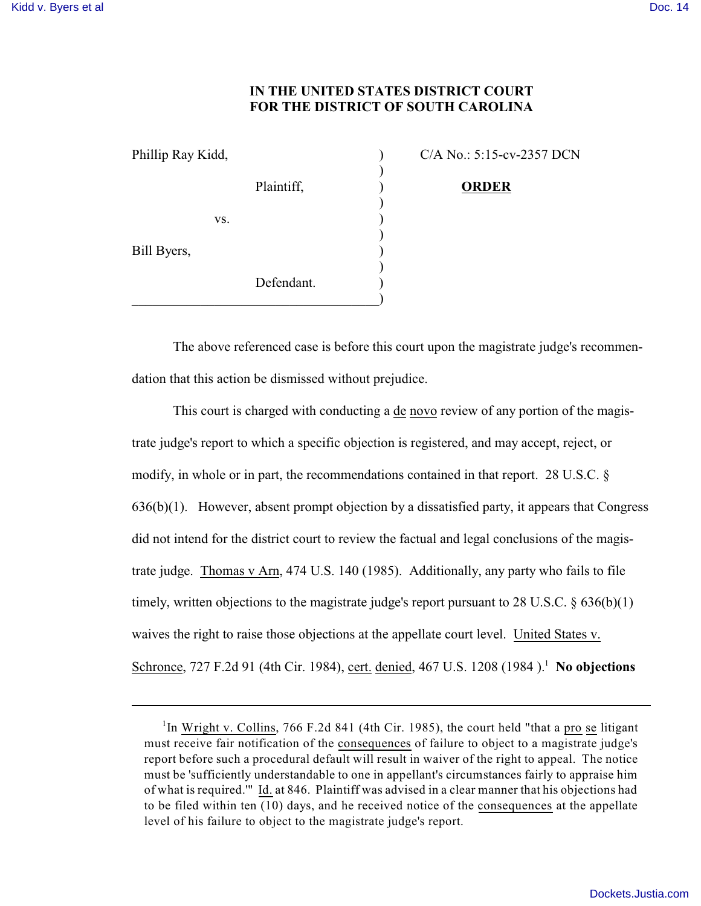**IN THE UNITED STATES DISTRICT COURT**
**FOR THE DISTRICT OF SOUTH CAROLINA**

| | | |
|---|---|---|
| Phillip Ray Kidd, | ) | C/A No.: 5:15-cv-2357 DCN |
| Plaintiff, | ) | **ORDER** |
| vs. | ) | |
| Bill Byers, | ) | |
| Defendant. | ) | |

The above referenced case is before this court upon the magistrate judge's recommendation that this action be dismissed without prejudice.

This court is charged with conducting a de novo review of any portion of the magistrate judge's report to which a specific objection is registered, and may accept, reject, or modify, in whole or in part, the recommendations contained in that report. 28 U.S.C. § 636(b)(1). However, absent prompt objection by a dissatisfied party, it appears that Congress did not intend for the district court to review the factual and legal conclusions of the magistrate judge. Thomas v Arn, 474 U.S. 140 (1985). Additionally, any party who fails to file timely, written objections to the magistrate judge's report pursuant to 28 U.S.C. § 636(b)(1) waives the right to raise those objections at the appellate court level. United States v. Schronce, 727 F.2d 91 (4th Cir. 1984), cert. denied, 467 U.S. 1208 (1984 ).[1] **No objections**

---

[1] In Wright v. Collins, 766 F.2d 841 (4th Cir. 1985), the court held "that a pro se litigant must receive fair notification of the consequences of failure to object to a magistrate judge's report before such a procedural default will result in waiver of the right to appeal. The notice must be 'sufficiently understandable to one in appellant's circumstances fairly to appraise him of what is required.'" Id. at 846. Plaintiff was advised in a clear manner that his objections had to be filed within ten (10) days, and he received notice of the consequences at the appellate level of his failure to object to the magistrate judge's report.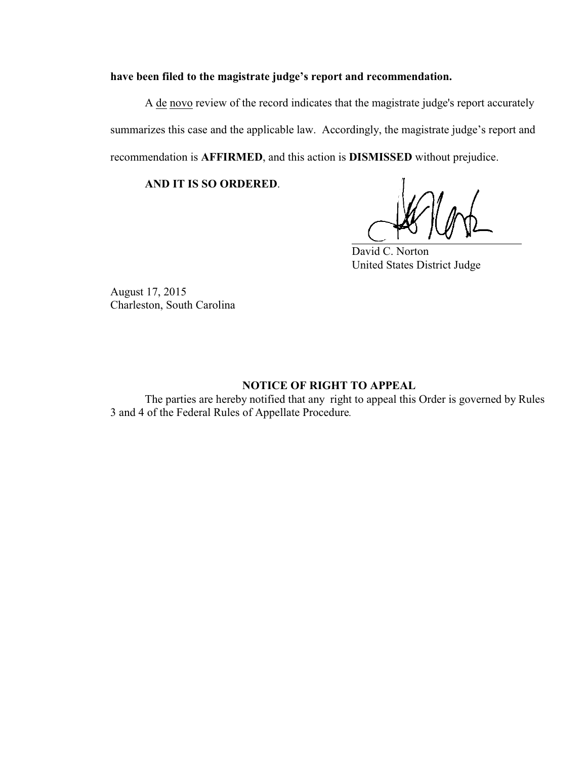**have been filed to the magistrate judge's report and recommendation.**

A de novo review of the record indicates that the magistrate judge's report accurately summarizes this case and the applicable law. Accordingly, the magistrate judge's report and recommendation is **AFFIRMED**, and this action is **DISMISSED** without prejudice.

**AND IT IS SO ORDERED**.

David C. Norton
United States District Judge

August 17, 2015
Charleston, South Carolina

**NOTICE OF RIGHT TO APPEAL**

The parties are hereby notified that any right to appeal this Order is governed by Rules 3 and 4 of the Federal Rules of Appellate Procedure.